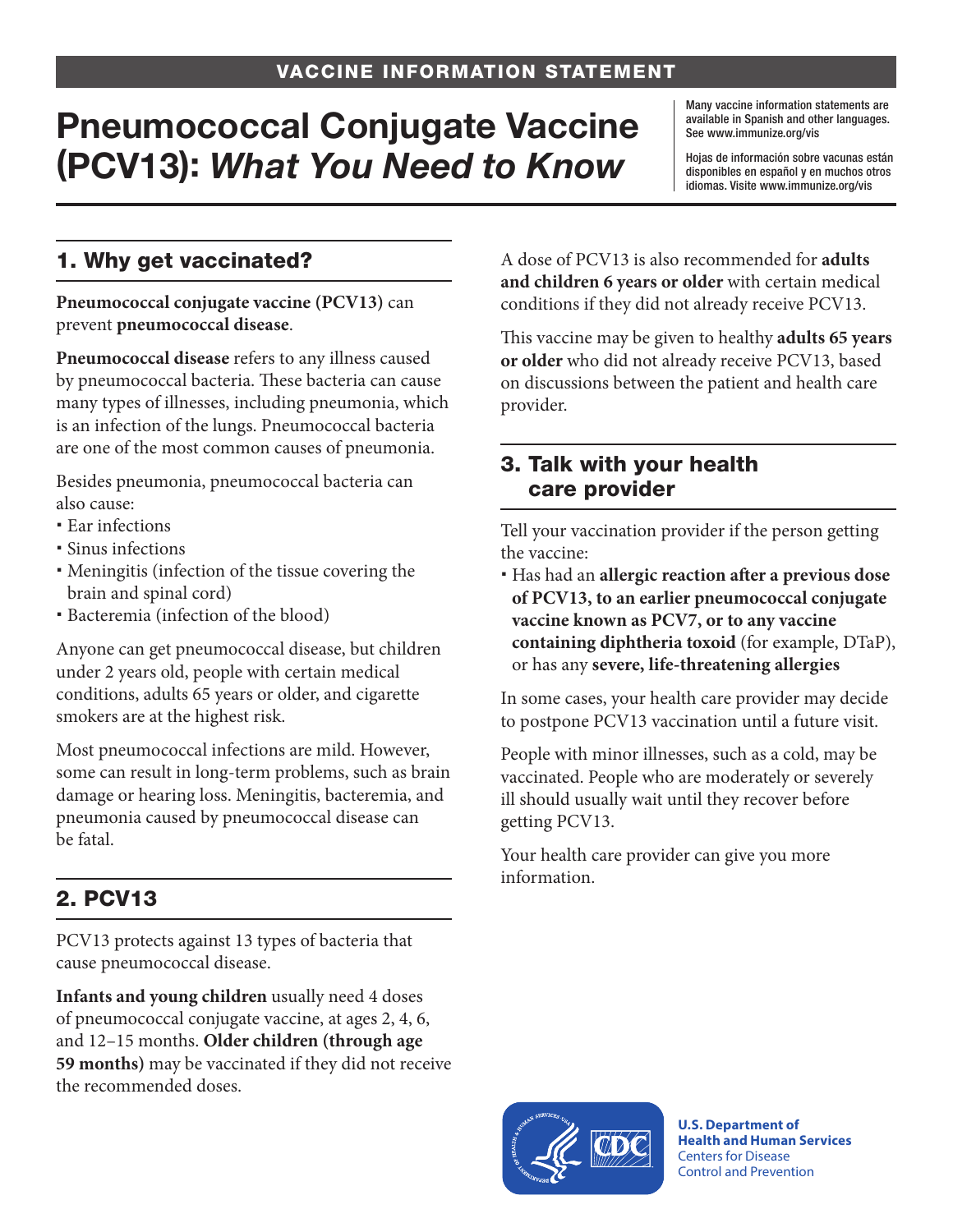VACCINE INFORMATION STATEMENT

# Pneumococcal Conjugate Vaccine (PCV13): *What You Need to Know*

Many vaccine information statements are available in Spanish and other languages. See www.immunize.org/vis

Hojas de información sobre vacunas están disponibles en español y en muchos otros idiomas. Visite www.immunize.org/vis

## 1. Why get vaccinated?

**Pneumococcal conjugate vaccine (PCV13)** can prevent **pneumococcal disease**.

**Pneumococcal disease** refers to any illness caused by pneumococcal bacteria. These bacteria can cause many types of illnesses, including pneumonia, which is an infection of the lungs. Pneumococcal bacteria are one of the most common causes of pneumonia.

Besides pneumonia, pneumococcal bacteria can also cause:

- Ear infections
- Sinus infections
- Meningitis (infection of the tissue covering the brain and spinal cord)
- Bacteremia (infection of the blood)

Anyone can get pneumococcal disease, but children under 2 years old, people with certain medical conditions, adults 65 years or older, and cigarette smokers are at the highest risk.

Most pneumococcal infections are mild. However, some can result in long-term problems, such as brain damage or hearing loss. Meningitis, bacteremia, and pneumonia caused by pneumococcal disease can be fatal.

## 2. PCV13

PCV13 protects against 13 types of bacteria that cause pneumococcal disease.

**Infants and young children** usually need 4 doses of pneumococcal conjugate vaccine, at ages 2, 4, 6, and 12–15 months. **Older children (through age 59 months)** may be vaccinated if they did not receive the recommended doses.

A dose of PCV13 is also recommended for **adults and children 6 years or older** with certain medical conditions if they did not already receive PCV13.

This vaccine may be given to healthy **adults 65 years or older** who did not already receive PCV13, based on discussions between the patient and health care provider.

## 3. Talk with your health care provider

Tell your vaccination provider if the person getting the vaccine:

- Has had an **allergic reaction after a previous dose of PCV13, to an earlier pneumococcal conjugate vaccine known as PCV7, or to any vaccine containing diphtheria toxoid** (for example, DTaP), or has any **severe, life-threatening allergies**

In some cases, your health care provider may decide to postpone PCV13 vaccination until a future visit.

People with minor illnesses, such as a cold, may be vaccinated. People who are moderately or severely ill should usually wait until they recover before getting PCV13.

Your health care provider can give you more information.

**U.S. Department of Health and Human Services**
Centers for Disease Control and Prevention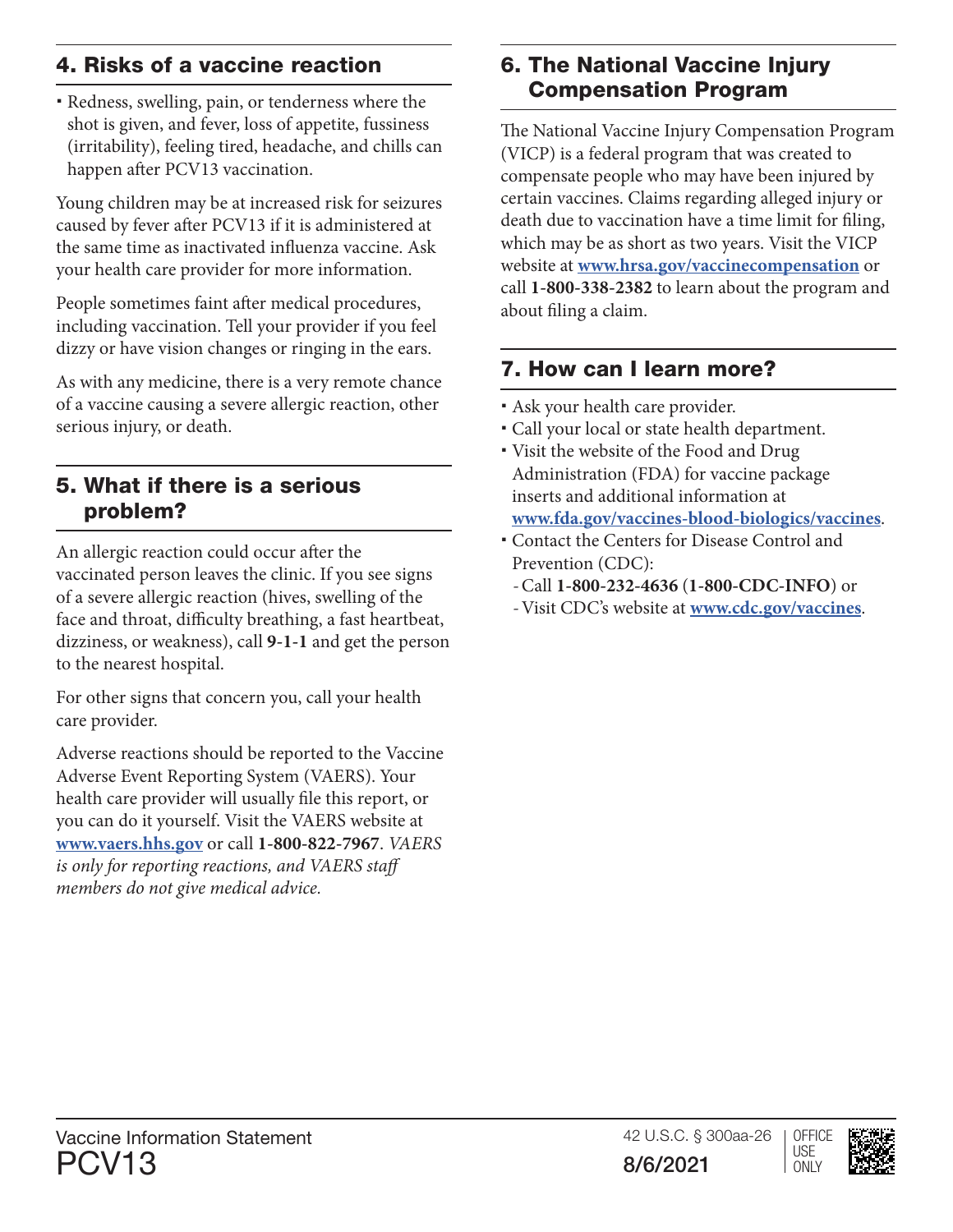## 4. Risks of a vaccine reaction

- Redness, swelling, pain, or tenderness where the shot is given, and fever, loss of appetite, fussiness (irritability), feeling tired, headache, and chills can happen after PCV13 vaccination.

Young children may be at increased risk for seizures caused by fever after PCV13 if it is administered at the same time as inactivated influenza vaccine. Ask your health care provider for more information.

People sometimes faint after medical procedures, including vaccination. Tell your provider if you feel dizzy or have vision changes or ringing in the ears.

As with any medicine, there is a very remote chance of a vaccine causing a severe allergic reaction, other serious injury, or death.

## 5. What if there is a serious problem?

An allergic reaction could occur after the vaccinated person leaves the clinic. If you see signs of a severe allergic reaction (hives, swelling of the face and throat, difficulty breathing, a fast heartbeat, dizziness, or weakness), call **9-1-1** and get the person to the nearest hospital.

For other signs that concern you, call your health care provider.

Adverse reactions should be reported to the Vaccine Adverse Event Reporting System (VAERS). Your health care provider will usually file this report, or you can do it yourself. Visit the VAERS website at **www.vaers.hhs.gov** or call **1-800-822-7967**. *VAERS is only for reporting reactions, and VAERS staff members do not give medical advice.*

## 6. The National Vaccine Injury Compensation Program

The National Vaccine Injury Compensation Program (VICP) is a federal program that was created to compensate people who may have been injured by certain vaccines. Claims regarding alleged injury or death due to vaccination have a time limit for filing, which may be as short as two years. Visit the VICP website at **www.hrsa.gov/vaccinecompensation** or call **1-800-338-2382** to learn about the program and about filing a claim.

## 7. How can I learn more?

- Ask your health care provider.
- Call your local or state health department.
- Visit the website of the Food and Drug Administration (FDA) for vaccine package inserts and additional information at **www.fda.gov/vaccines-blood-biologics/vaccines**.
- Contact the Centers for Disease Control and Prevention (CDC):
  - Call **1-800-232-4636** (**1-800-CDC-INFO**) or
  - Visit CDC's website at **www.cdc.gov/vaccines**.

Vaccine Information Statement
PCV13

42 U.S.C. § 300aa-26
**8/6/2021**

OFFICE USE ONLY